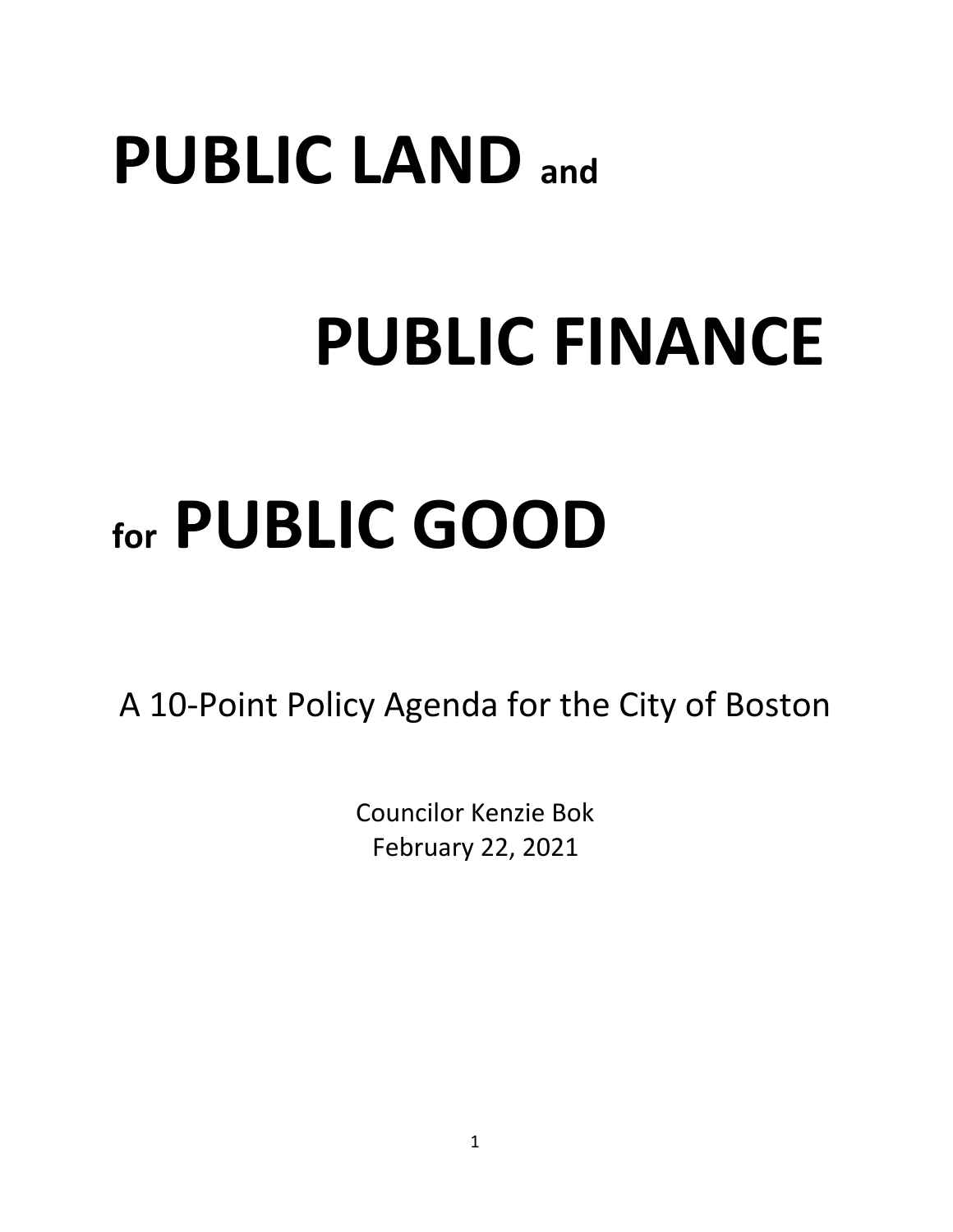# PUBLIC LAND and

# PUBLIC FINANCE

# for PUBLIC GOOD

A 10-Point Policy Agenda for the City of Boston

Councilor Kenzie Bok
February 22, 2021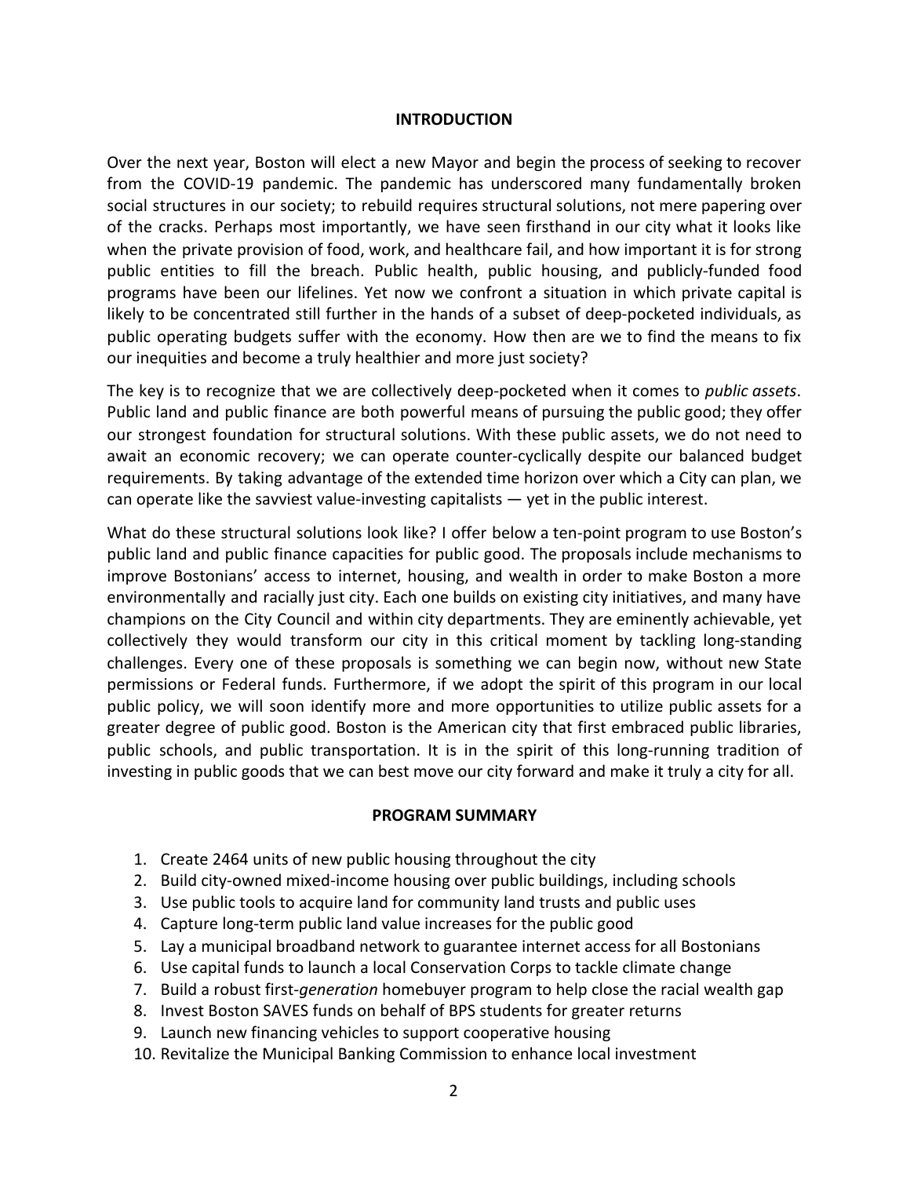## INTRODUCTION

Over the next year, Boston will elect a new Mayor and begin the process of seeking to recover from the COVID-19 pandemic. The pandemic has underscored many fundamentally broken social structures in our society; to rebuild requires structural solutions, not mere papering over of the cracks. Perhaps most importantly, we have seen firsthand in our city what it looks like when the private provision of food, work, and healthcare fail, and how important it is for strong public entities to fill the breach. Public health, public housing, and publicly-funded food programs have been our lifelines. Yet now we confront a situation in which private capital is likely to be concentrated still further in the hands of a subset of deep-pocketed individuals, as public operating budgets suffer with the economy. How then are we to find the means to fix our inequities and become a truly healthier and more just society?

The key is to recognize that we are collectively deep-pocketed when it comes to *public assets*. Public land and public finance are both powerful means of pursuing the public good; they offer our strongest foundation for structural solutions. With these public assets, we do not need to await an economic recovery; we can operate counter-cyclically despite our balanced budget requirements. By taking advantage of the extended time horizon over which a City can plan, we can operate like the savviest value-investing capitalists — yet in the public interest.

What do these structural solutions look like? I offer below a ten-point program to use Boston's public land and public finance capacities for public good. The proposals include mechanisms to improve Bostonians' access to internet, housing, and wealth in order to make Boston a more environmentally and racially just city. Each one builds on existing city initiatives, and many have champions on the City Council and within city departments. They are eminently achievable, yet collectively they would transform our city in this critical moment by tackling long-standing challenges. Every one of these proposals is something we can begin now, without new State permissions or Federal funds. Furthermore, if we adopt the spirit of this program in our local public policy, we will soon identify more and more opportunities to utilize public assets for a greater degree of public good. Boston is the American city that first embraced public libraries, public schools, and public transportation. It is in the spirit of this long-running tradition of investing in public goods that we can best move our city forward and make it truly a city for all.

## PROGRAM SUMMARY

1. Create 2464 units of new public housing throughout the city
2. Build city-owned mixed-income housing over public buildings, including schools
3. Use public tools to acquire land for community land trusts and public uses
4. Capture long-term public land value increases for the public good
5. Lay a municipal broadband network to guarantee internet access for all Bostonians
6. Use capital funds to launch a local Conservation Corps to tackle climate change
7. Build a robust first-*generation* homebuyer program to help close the racial wealth gap
8. Invest Boston SAVES funds on behalf of BPS students for greater returns
9. Launch new financing vehicles to support cooperative housing
10. Revitalize the Municipal Banking Commission to enhance local investment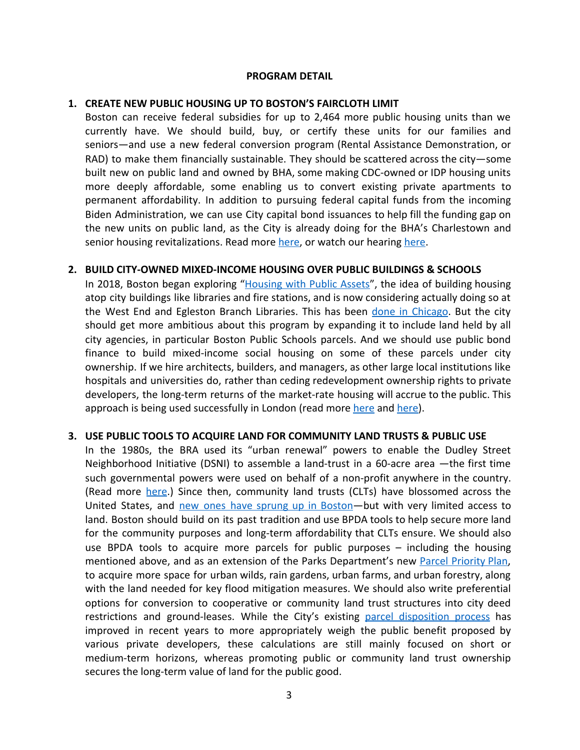**PROGRAM DETAIL**

1. **CREATE NEW PUBLIC HOUSING UP TO BOSTON'S FAIRCLOTH LIMIT**
   Boston can receive federal subsidies for up to 2,464 more public housing units than we currently have. We should build, buy, or certify these units for our families and seniors—and use a new federal conversion program (Rental Assistance Demonstration, or RAD) to make them financially sustainable. They should be scattered across the city—some built new on public land and owned by BHA, some making CDC-owned or IDP housing units more deeply affordable, some enabling us to convert existing private apartments to permanent affordability. In addition to pursuing federal capital funds from the incoming Biden Administration, we can use City capital bond issuances to help fill the funding gap on the new units on public land, as the City is already doing for the BHA's Charlestown and senior housing revitalizations. Read more here, or watch our hearing here.

2. **BUILD CITY-OWNED MIXED-INCOME HOUSING OVER PUBLIC BUILDINGS & SCHOOLS**
   In 2018, Boston began exploring "Housing with Public Assets", the idea of building housing atop city buildings like libraries and fire stations, and is now considering actually doing so at the West End and Egleston Branch Libraries. This has been done in Chicago. But the city should get more ambitious about this program by expanding it to include land held by all city agencies, in particular Boston Public Schools parcels. And we should use public bond finance to build mixed-income social housing on some of these parcels under city ownership. If we hire architects, builders, and managers, as other large local institutions like hospitals and universities do, rather than ceding redevelopment ownership rights to private developers, the long-term returns of the market-rate housing will accrue to the public. This approach is being used successfully in London (read more here and here).

3. **USE PUBLIC TOOLS TO ACQUIRE LAND FOR COMMUNITY LAND TRUSTS & PUBLIC USE**
   In the 1980s, the BRA used its "urban renewal" powers to enable the Dudley Street Neighborhood Initiative (DSNI) to assemble a land-trust in a 60-acre area —the first time such governmental powers were used on behalf of a non-profit anywhere in the country. (Read more here.) Since then, community land trusts (CLTs) have blossomed across the United States, and new ones have sprung up in Boston—but with very limited access to land. Boston should build on its past tradition and use BPDA tools to help secure more land for the community purposes and long-term affordability that CLTs ensure. We should also use BPDA tools to acquire more parcels for public purposes – including the housing mentioned above, and as an extension of the Parks Department's new Parcel Priority Plan, to acquire more space for urban wilds, rain gardens, urban farms, and urban forestry, along with the land needed for key flood mitigation measures. We should also write preferential options for conversion to cooperative or community land trust structures into city deed restrictions and ground-leases. While the City's existing parcel disposition process has improved in recent years to more appropriately weigh the public benefit proposed by various private developers, these calculations are still mainly focused on short or medium-term horizons, whereas promoting public or community land trust ownership secures the long-term value of land for the public good.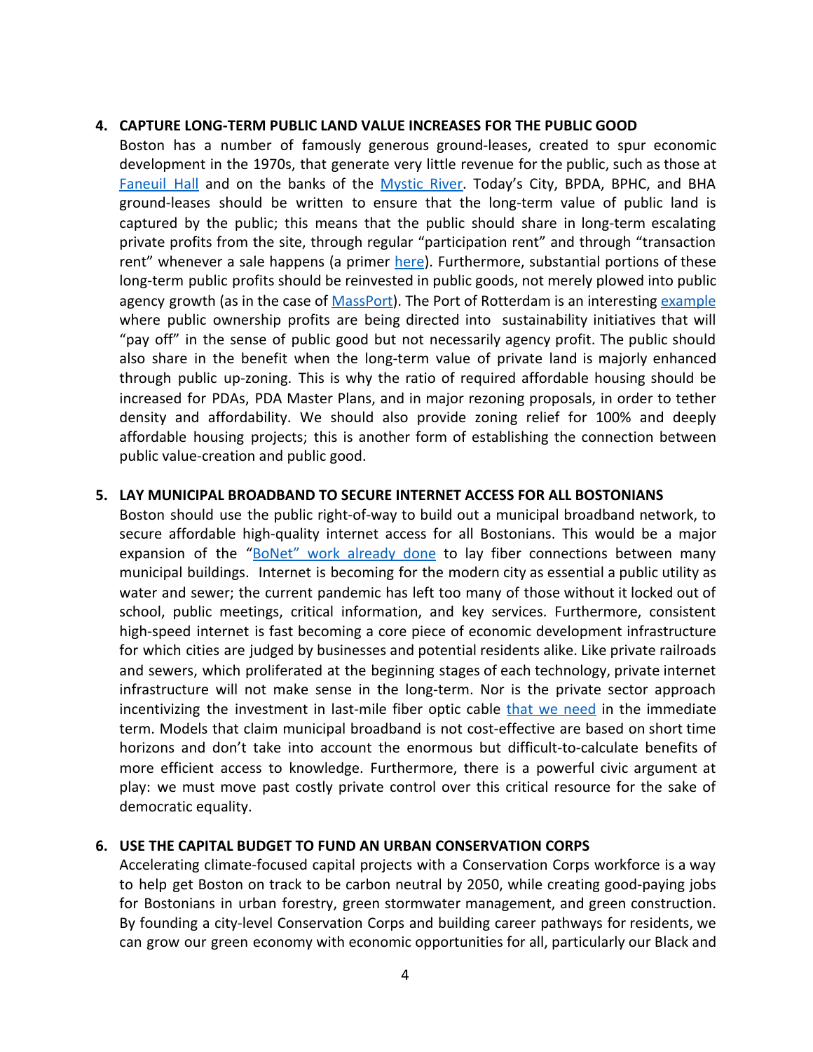4. **CAPTURE LONG-TERM PUBLIC LAND VALUE INCREASES FOR THE PUBLIC GOOD**

   Boston has a number of famously generous ground-leases, created to spur economic development in the 1970s, that generate very little revenue for the public, such as those at Faneuil Hall and on the banks of the Mystic River. Today's City, BPDA, BPHC, and BHA ground-leases should be written to ensure that the long-term value of public land is captured by the public; this means that the public should share in long-term escalating private profits from the site, through regular "participation rent" and through "transaction rent" whenever a sale happens (a primer here). Furthermore, substantial portions of these long-term public profits should be reinvested in public goods, not merely plowed into public agency growth (as in the case of MassPort). The Port of Rotterdam is an interesting example where public ownership profits are being directed into sustainability initiatives that will "pay off" in the sense of public good but not necessarily agency profit. The public should also share in the benefit when the long-term value of private land is majorly enhanced through public up-zoning. This is why the ratio of required affordable housing should be increased for PDAs, PDA Master Plans, and in major rezoning proposals, in order to tether density and affordability. We should also provide zoning relief for 100% and deeply affordable housing projects; this is another form of establishing the connection between public value-creation and public good.

5. **LAY MUNICIPAL BROADBAND TO SECURE INTERNET ACCESS FOR ALL BOSTONIANS**

   Boston should use the public right-of-way to build out a municipal broadband network, to secure affordable high-quality internet access for all Bostonians. This would be a major expansion of the "BoNet" work already done to lay fiber connections between many municipal buildings. Internet is becoming for the modern city as essential a public utility as water and sewer; the current pandemic has left too many of those without it locked out of school, public meetings, critical information, and key services. Furthermore, consistent high-speed internet is fast becoming a core piece of economic development infrastructure for which cities are judged by businesses and potential residents alike. Like private railroads and sewers, which proliferated at the beginning stages of each technology, private internet infrastructure will not make sense in the long-term. Nor is the private sector approach incentivizing the investment in last-mile fiber optic cable that we need in the immediate term. Models that claim municipal broadband is not cost-effective are based on short time horizons and don't take into account the enormous but difficult-to-calculate benefits of more efficient access to knowledge. Furthermore, there is a powerful civic argument at play: we must move past costly private control over this critical resource for the sake of democratic equality.

6. **USE THE CAPITAL BUDGET TO FUND AN URBAN CONSERVATION CORPS**

   Accelerating climate-focused capital projects with a Conservation Corps workforce is a way to help get Boston on track to be carbon neutral by 2050, while creating good-paying jobs for Bostonians in urban forestry, green stormwater management, and green construction. By founding a city-level Conservation Corps and building career pathways for residents, we can grow our green economy with economic opportunities for all, particularly our Black and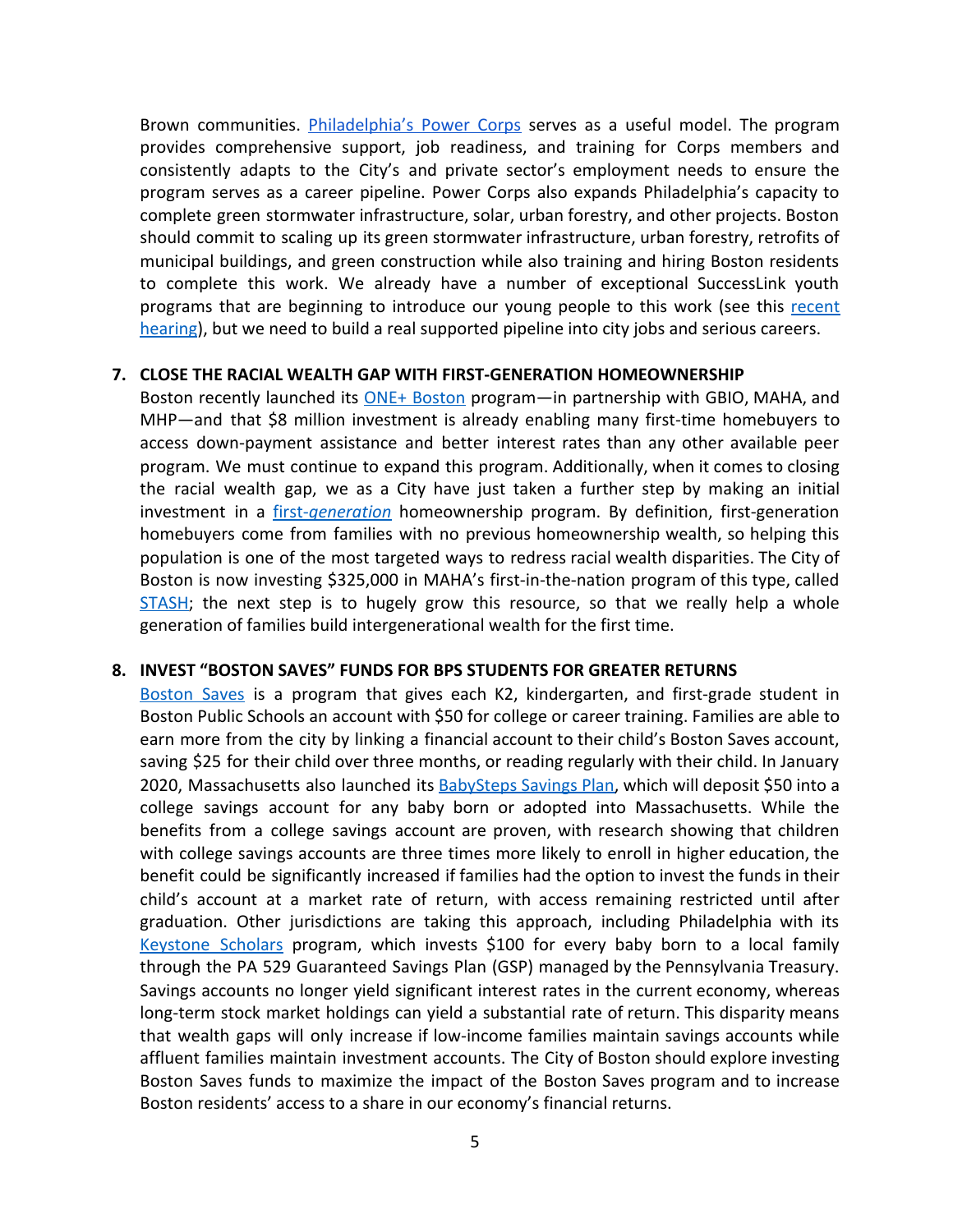Brown communities. Philadelphia's Power Corps serves as a useful model. The program provides comprehensive support, job readiness, and training for Corps members and consistently adapts to the City's and private sector's employment needs to ensure the program serves as a career pipeline. Power Corps also expands Philadelphia's capacity to complete green stormwater infrastructure, solar, urban forestry, and other projects. Boston should commit to scaling up its green stormwater infrastructure, urban forestry, retrofits of municipal buildings, and green construction while also training and hiring Boston residents to complete this work. We already have a number of exceptional SuccessLink youth programs that are beginning to introduce our young people to this work (see this recent hearing), but we need to build a real supported pipeline into city jobs and serious careers.

7. **CLOSE THE RACIAL WEALTH GAP WITH FIRST-GENERATION HOMEOWNERSHIP**
   Boston recently launched its ONE+ Boston program—in partnership with GBIO, MAHA, and MHP—and that $8 million investment is already enabling many first-time homebuyers to access down-payment assistance and better interest rates than any other available peer program. We must continue to expand this program. Additionally, when it comes to closing the racial wealth gap, we as a City have just taken a further step by making an initial investment in a first-*generation* homeownership program. By definition, first-generation homebuyers come from families with no previous homeownership wealth, so helping this population is one of the most targeted ways to redress racial wealth disparities. The City of Boston is now investing $325,000 in MAHA's first-in-the-nation program of this type, called STASH; the next step is to hugely grow this resource, so that we really help a whole generation of families build intergenerational wealth for the first time.

8. **INVEST "BOSTON SAVES" FUNDS FOR BPS STUDENTS FOR GREATER RETURNS**
   Boston Saves is a program that gives each K2, kindergarten, and first-grade student in Boston Public Schools an account with $50 for college or career training. Families are able to earn more from the city by linking a financial account to their child's Boston Saves account, saving $25 for their child over three months, or reading regularly with their child. In January 2020, Massachusetts also launched its BabySteps Savings Plan, which will deposit $50 into a college savings account for any baby born or adopted into Massachusetts. While the benefits from a college savings account are proven, with research showing that children with college savings accounts are three times more likely to enroll in higher education, the benefit could be significantly increased if families had the option to invest the funds in their child's account at a market rate of return, with access remaining restricted until after graduation. Other jurisdictions are taking this approach, including Philadelphia with its Keystone Scholars program, which invests $100 for every baby born to a local family through the PA 529 Guaranteed Savings Plan (GSP) managed by the Pennsylvania Treasury. Savings accounts no longer yield significant interest rates in the current economy, whereas long-term stock market holdings can yield a substantial rate of return. This disparity means that wealth gaps will only increase if low-income families maintain savings accounts while affluent families maintain investment accounts. The City of Boston should explore investing Boston Saves funds to maximize the impact of the Boston Saves program and to increase Boston residents' access to a share in our economy's financial returns.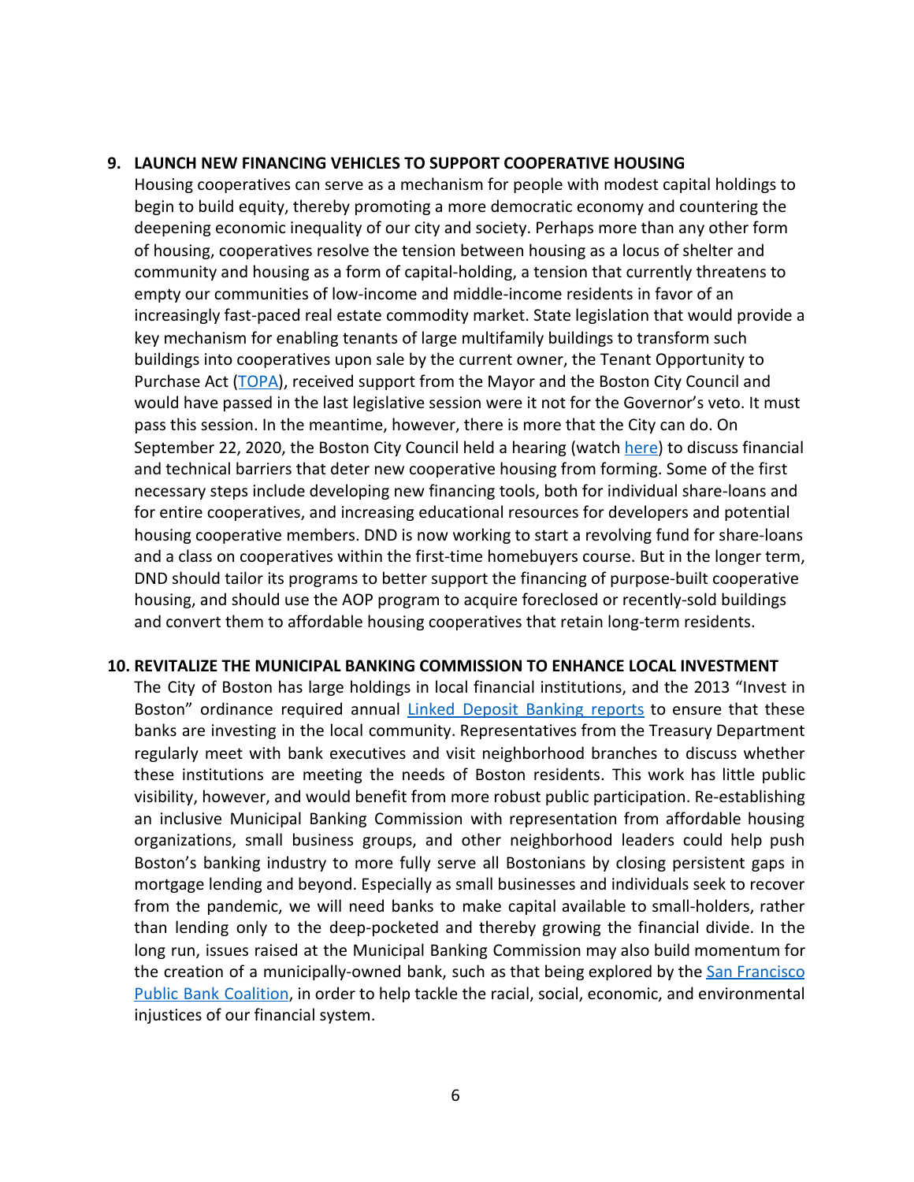9. **LAUNCH NEW FINANCING VEHICLES TO SUPPORT COOPERATIVE HOUSING**

   Housing cooperatives can serve as a mechanism for people with modest capital holdings to begin to build equity, thereby promoting a more democratic economy and countering the deepening economic inequality of our city and society. Perhaps more than any other form of housing, cooperatives resolve the tension between housing as a locus of shelter and community and housing as a form of capital-holding, a tension that currently threatens to empty our communities of low-income and middle-income residents in favor of an increasingly fast-paced real estate commodity market. State legislation that would provide a key mechanism for enabling tenants of large multifamily buildings to transform such buildings into cooperatives upon sale by the current owner, the Tenant Opportunity to Purchase Act (TOPA), received support from the Mayor and the Boston City Council and would have passed in the last legislative session were it not for the Governor's veto. It must pass this session. In the meantime, however, there is more that the City can do. On September 22, 2020, the Boston City Council held a hearing (watch here) to discuss financial and technical barriers that deter new cooperative housing from forming. Some of the first necessary steps include developing new financing tools, both for individual share-loans and for entire cooperatives, and increasing educational resources for developers and potential housing cooperative members. DND is now working to start a revolving fund for share-loans and a class on cooperatives within the first-time homebuyers course. But in the longer term, DND should tailor its programs to better support the financing of purpose-built cooperative housing, and should use the AOP program to acquire foreclosed or recently-sold buildings and convert them to affordable housing cooperatives that retain long-term residents.

10. **REVITALIZE THE MUNICIPAL BANKING COMMISSION TO ENHANCE LOCAL INVESTMENT**

    The City of Boston has large holdings in local financial institutions, and the 2013 "Invest in Boston" ordinance required annual Linked Deposit Banking reports to ensure that these banks are investing in the local community. Representatives from the Treasury Department regularly meet with bank executives and visit neighborhood branches to discuss whether these institutions are meeting the needs of Boston residents. This work has little public visibility, however, and would benefit from more robust public participation. Re-establishing an inclusive Municipal Banking Commission with representation from affordable housing organizations, small business groups, and other neighborhood leaders could help push Boston's banking industry to more fully serve all Bostonians by closing persistent gaps in mortgage lending and beyond. Especially as small businesses and individuals seek to recover from the pandemic, we will need banks to make capital available to small-holders, rather than lending only to the deep-pocketed and thereby growing the financial divide. In the long run, issues raised at the Municipal Banking Commission may also build momentum for the creation of a municipally-owned bank, such as that being explored by the San Francisco Public Bank Coalition, in order to help tackle the racial, social, economic, and environmental injustices of our financial system.